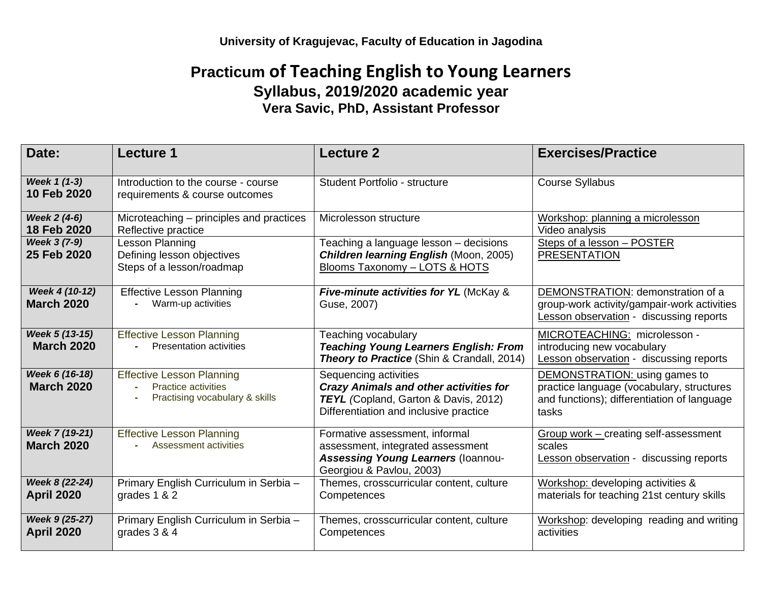**University of Kragujevac, Faculty of Education in Jagodina**

# Practicum of Teaching English to Young Learners

## Syllabus, 2019/2020 academic year

### Vera Savic, PhD, Assistant Professor

| Date: | Lecture 1 | Lecture 2 | Exercises/Practice |
|---|---|---|---|
| ***Week 1 (1-3)*** **10 Feb 2020** | Introduction to the course - course requirements & course outcomes | Student Portfolio - structure | Course Syllabus |
| ***Week 2 (4-6)*** **18 Feb 2020** | Microteaching – principles and practices Reflective practice | Microlesson structure | Workshop: planning a microlesson Video analysis |
| ***Week 3 (7-9)*** **25 Feb 2020** | Lesson Planning Defining lesson objectives Steps of a lesson/roadmap | Teaching a language lesson – decisions ***Children learning English*** (Moon, 2005) Blooms Taxonomy – LOTS & HOTS | Steps of a lesson – POSTER PRESENTATION |
| ***Week 4 (10-12)*** **March 2020** | Effective Lesson Planning - Warm-up activities | ***Five-minute activities for YL*** (McKay & Guse, 2007) | DEMONSTRATION: demonstration of a group-work activity/gampair-work activities Lesson observation - discussing reports |
| ***Week 5 (13-15)*** **March 2020** | Effective Lesson Planning - Presentation activities | Teaching vocabulary ***Teaching Young Learners English: From Theory to Practice*** (Shin & Crandall, 2014) | MICROTEACHING: microlesson - introducing new vocabulary Lesson observation - discussing reports |
| ***Week 6 (16-18)*** **March 2020** | Effective Lesson Planning - Practice activities - Practising vocabulary & skills | Sequencing activities ***Crazy Animals and other activities for TEYL*** *(*Copland, Garton & Davis, 2012) Differentiation and inclusive practice | DEMONSTRATION: using games to practice language (vocabulary, structures and functions); differentiation of language tasks |
| ***Week 7 (19-21)*** **March 2020** | Effective Lesson Planning - Assessment activities | Formative assessment, informal assessment, integrated assessment ***Assessing Young Learners*** (Ioannou-Georgiou & Pavlou, 2003) | Group work – creating self-assessment scales Lesson observation - discussing reports |
| ***Week 8 (22-24)*** **April 2020** | Primary English Curriculum in Serbia – grades 1 & 2 | Themes, crosscurricular content, culture Competences | Workshop: developing activities & materials for teaching 21st century skills |
| ***Week 9 (25-27)*** **April 2020** | Primary English Curriculum in Serbia – grades 3 & 4 | Themes, crosscurricular content, culture Competences | Workshop: developing reading and writing activities |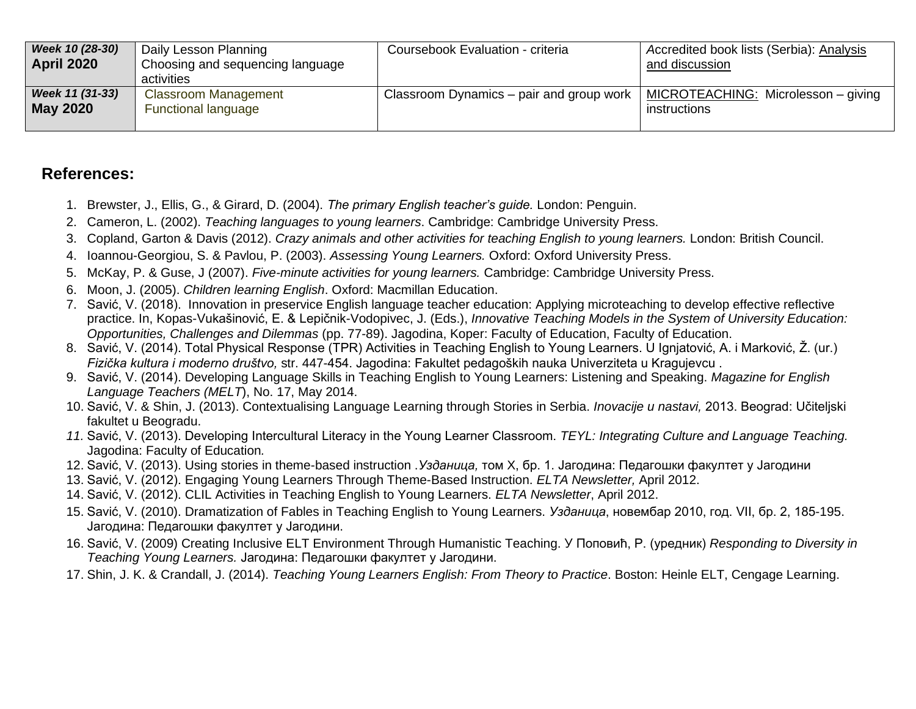| | | | |
|---|---|---|---|
| ***Week 10 (28-30)*** **April 2020** | Daily Lesson Planning<br>Choosing and sequencing language activities | Coursebook Evaluation - criteria | Accredited book lists (Serbia): Analysis and discussion |
| ***Week 11 (31-33)*** **May 2020** | Classroom Management<br>Functional language | Classroom Dynamics – pair and group work | MICROTEACHING: Microlesson – giving instructions |

## References:

1. Brewster, J., Ellis, G., & Girard, D. (2004). *The primary English teacher's guide.* London: Penguin.
2. Cameron, L. (2002). *Teaching languages to young learners*. Cambridge: Cambridge University Press.
3. Copland, Garton & Davis (2012). *Crazy animals and other activities for teaching English to young learners.* London: British Council.
4. Ioannou-Georgiou, S. & Pavlou, P. (2003). *Assessing Young Learners.* Oxford: Oxford University Press.
5. McKay, P. & Guse, J (2007). *Five-minute activities for young learners.* Cambridge: Cambridge University Press.
6. Moon, J. (2005). *Children learning English*. Oxford: Macmillan Education.
7. Savić, V. (2018). Innovation in preservice English language teacher education: Applying microteaching to develop effective reflective practice. In, Kopas-Vukašinović, E. & Lepičnik-Vodopivec, J. (Eds.), *Innovative Teaching Models in the System of University Education: Opportunities, Challenges and Dilemmas* (pp. 77-89). Jagodina, Koper: Faculty of Education, Faculty of Education.
8. Savić, V. (2014). Total Physical Response (TPR) Activities in Teaching English to Young Learners. U Ignjatović, A. i Marković, Ž. (ur.) *Fizička kultura i moderno društvo,* str. 447-454. Jagodina: Fakultet pedagoških nauka Univerziteta u Kragujevcu .
9. Savić, V. (2014). Developing Language Skills in Teaching English to Young Learners: Listening and Speaking. *Magazine for English Language Teachers (MELT*), No. 17, May 2014.
10. Savić, V. & Shin, J. (2013). Contextualising Language Learning through Stories in Serbia. *Inovacije u nastavi,* 2013. Beograd: Učiteljski fakultet u Beogradu.
11. Savić, V. (2013). Developing Intercultural Literacy in the Young Learner Classroom. *TEYL: Integrating Culture and Language Teaching.* Jagodina: Faculty of Education.
12. Savić, V. (2013). Using stories in theme-based instruction .*Узданица,* том X, бр. 1. Јагодина: Педагошки факултет у Јагодини
13. Savić, V. (2012). Engaging Young Learners Through Theme-Based Instruction. *ELTA Newsletter,* April 2012.
14. Savić, V. (2012). CLIL Activities in Teaching English to Young Learners. *ELTA Newsletter*, April 2012.
15. Savić, V. (2010). Dramatization of Fables in Teaching English to Young Learners. *Узданица*, новембар 2010, год. VII, бр. 2, 185-195. Јагодина: Педагошки факултет у Јагодини.
16. Savić, V. (2009) Creating Inclusive ELT Environment Through Humanistic Teaching. У Поповић, Р. (уредник) *Responding to Diversity in Teaching Young Learners.* Јагодина: Педагошки факултет у Јагодини.
17. Shin, J. K. & Crandall, J. (2014). *Teaching Young Learners English: From Theory to Practice*. Boston: Heinle ELT, Cengage Learning.